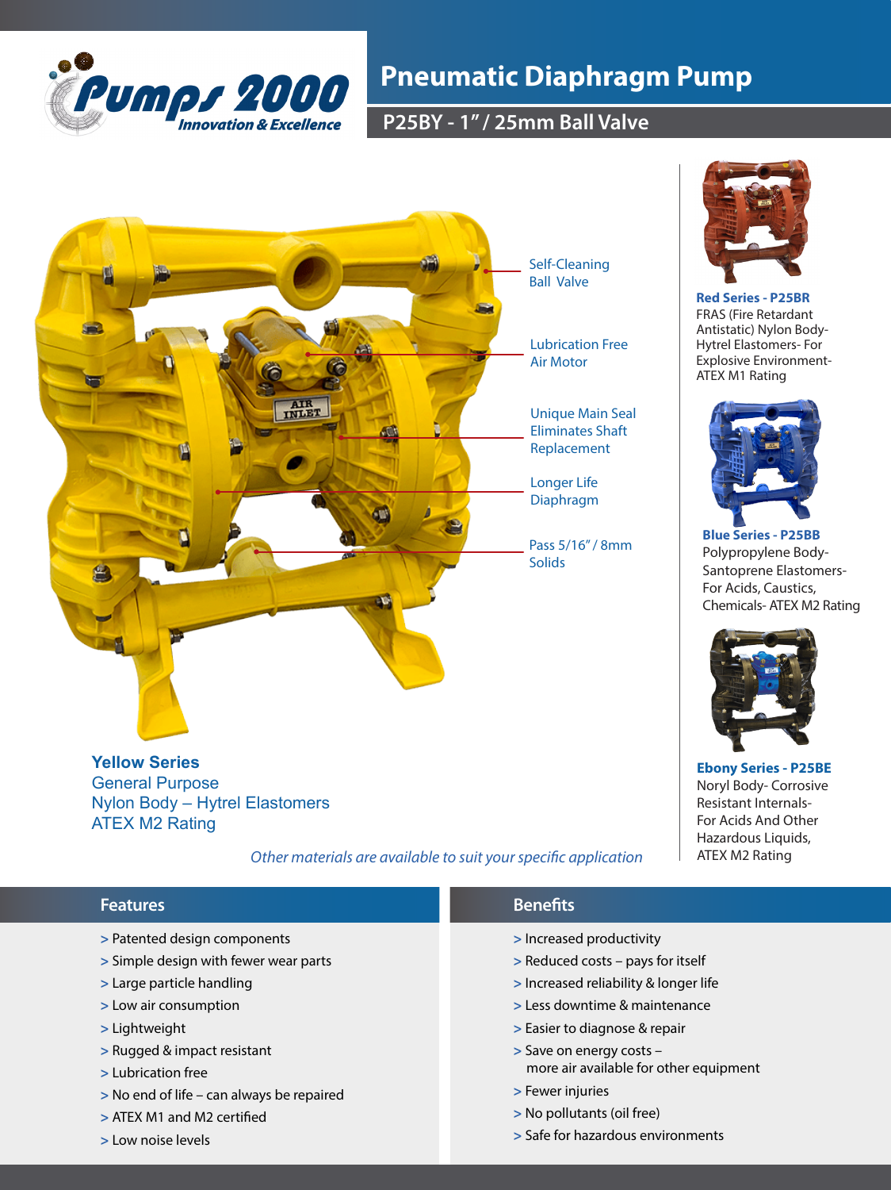# Pneumatic Diaphragm Pump

## P25BY - 1" / 25mm Ball Valve

Self-Cleaning Ball Valve

Lubrication Free Air Motor

Unique Main Seal Eliminates Shaft Replacement

Longer Life Diaphragm

Pass 5/16" / 8mm Solids

**Yellow Series**
General Purpose
Nylon Body – Hytrel Elastomers
ATEX M2 Rating

**Red Series - P25BR**
FRAS (Fire Retardant Antistatic) Nylon Body-Hytrel Elastomers- For Explosive Environment-ATEX M1 Rating

**Blue Series - P25BB**
Polypropylene Body-Santoprene Elastomers-For Acids, Caustics, Chemicals- ATEX M2 Rating

**Ebony Series - P25BE**
Noryl Body- Corrosive Resistant Internals-For Acids And Other Hazardous Liquids, ATEX M2 Rating

*Other materials are available to suit your specific application*

## Features

- > Patented design components
- > Simple design with fewer wear parts
- > Large particle handling
- > Low air consumption
- > Lightweight
- > Rugged & impact resistant
- > Lubrication free
- > No end of life – can always be repaired
- > ATEX M1 and M2 certified
- > Low noise levels

## Benefits

- > Increased productivity
- > Reduced costs – pays for itself
- > Increased reliability & longer life
- > Less downtime & maintenance
- > Easier to diagnose & repair
- > Save on energy costs – more air available for other equipment
- > Fewer injuries
- > No pollutants (oil free)
- > Safe for hazardous environments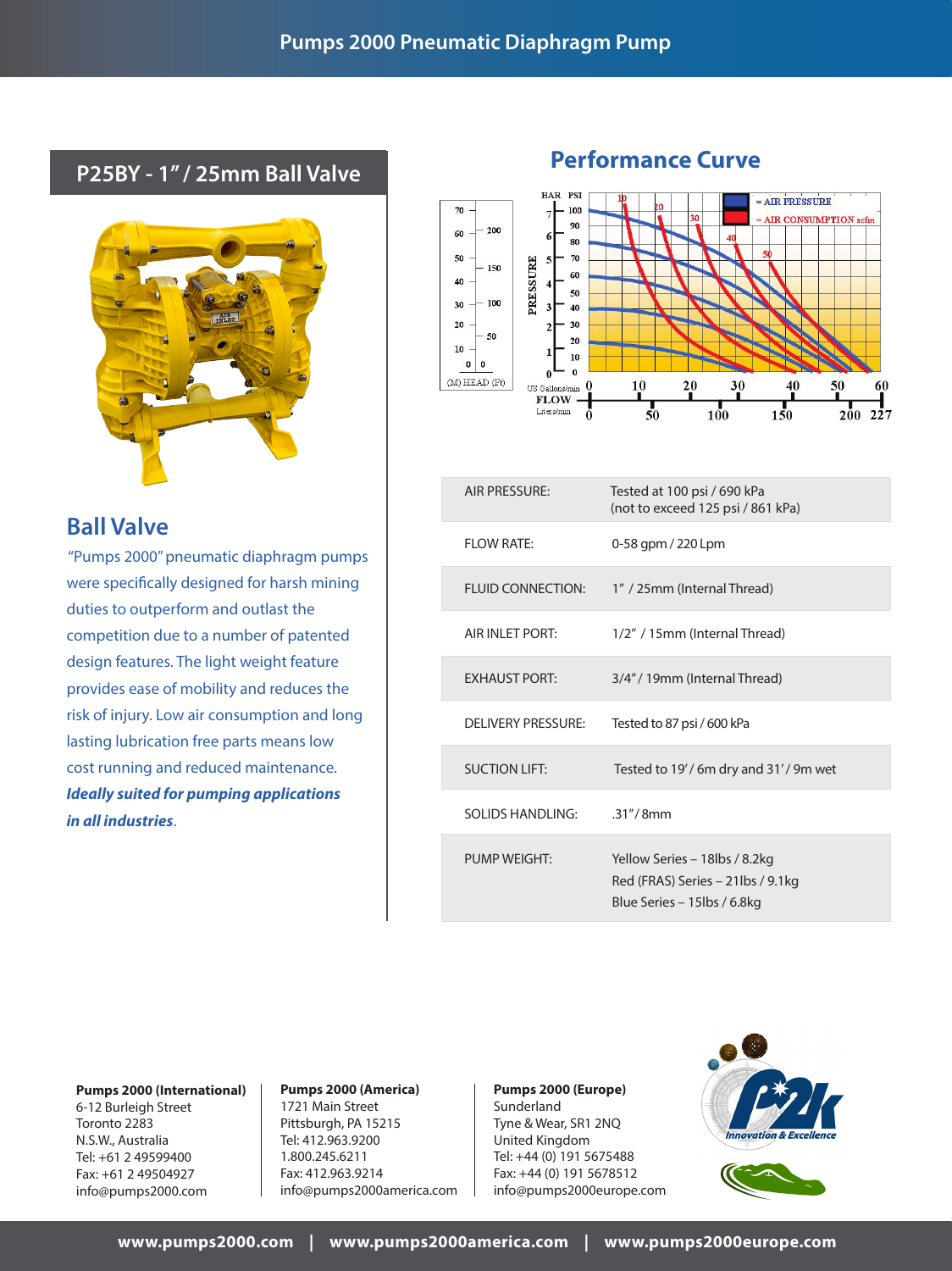# Pumps 2000 Pneumatic Diaphragm Pump

## P25BY - 1" / 25mm Ball Valve

## Ball Valve

"Pumps 2000" pneumatic diaphragm pumps were specifically designed for harsh mining duties to outperform and outlast the competition due to a number of patented design features. The light weight feature provides ease of mobility and reduces the risk of injury. Low air consumption and long lasting lubrication free parts means low cost running and reduced maintenance. ***Ideally suited for pumping applications in all industries***.

## Performance Curve

= AIR PRESSURE
= AIR CONSUMPTION scfm

10 20 30 40 50

BAR PSI
PRESSURE
7 100
90
6 80
5 70
60
4 50
3 40
2 30
20
1 10
0 0

(M) HEAD (Ft)
70 60 50 40 30 20 10 0
200 150 100 50 0

US Gallons/min 0 10 20 30 40 50 60
FLOW
Liters/min 0 50 100 150 200 227

| | |
|---|---|
| AIR PRESSURE: | Tested at 100 psi / 690 kPa (not to exceed 125 psi / 861 kPa) |
| FLOW RATE: | 0-58 gpm / 220 Lpm |
| FLUID CONNECTION: | 1" / 25mm (Internal Thread) |
| AIR INLET PORT: | 1/2" / 15mm (Internal Thread) |
| EXHAUST PORT: | 3/4" / 19mm (Internal Thread) |
| DELIVERY PRESSURE: | Tested to 87 psi / 600 kPa |
| SUCTION LIFT: | Tested to 19' / 6m dry and 31' / 9m wet |
| SOLIDS HANDLING: | .31" / 8mm |
| PUMP WEIGHT: | Yellow Series – 18lbs / 8.2kg<br>Red (FRAS) Series – 21lbs / 9.1kg<br>Blue Series – 15lbs / 6.8kg |

**Pumps 2000 (International)**
6-12 Burleigh Street
Toronto 2283
N.S.W., Australia
Tel: +61 2 49599400
Fax: +61 2 49504927
info@pumps2000.com

**Pumps 2000 (America)**
1721 Main Street
Pittsburgh, PA 15215
Tel: 412.963.9200
1.800.245.6211
Fax: 412.963.9214
info@pumps2000america.com

**Pumps 2000 (Europe)**
Sunderland
Tyne & Wear, SR1 2NQ
United Kingdom
Tel: +44 (0) 191 5675488
Fax: +44 (0) 191 5678512
info@pumps2000europe.com

P2k Innovation & Excellence

**www.pumps2000.com | www.pumps2000america.com | www.pumps2000europe.com**